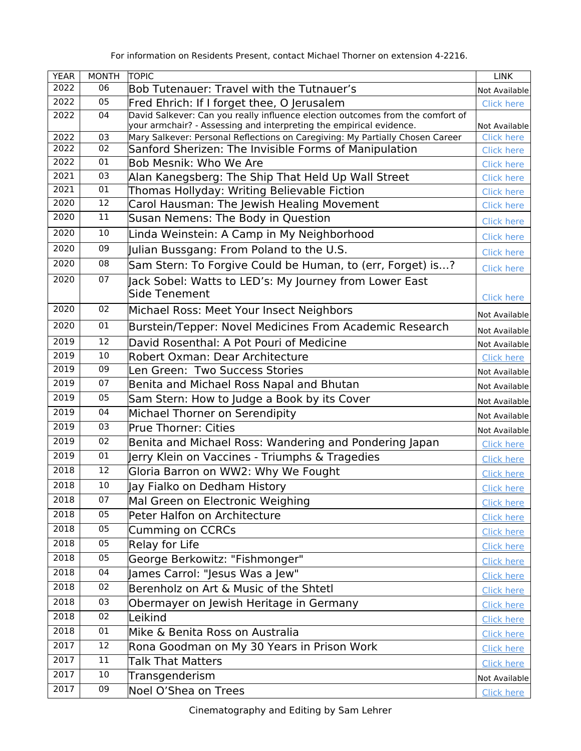For information on Residents Present, contact Michael Thorner on extension 4-2216.

| YEAR | MONTH | TOPIC | LINK |
|---|---|---|---|
| 2022 | 06 | Bob Tutenauer: Travel with the Tutnauer's | Not Available |
| 2022 | 05 | Fred Ehrich: If I forget thee, O Jerusalem | Click here |
| 2022 | 04 | David Salkever: Can you really influence election outcomes from the comfort of your armchair? - Assessing and interpreting the empirical evidence. | Not Available |
| 2022 | 03 | Mary Salkever: Personal Reflections on Caregiving: My Partially Chosen Career | Click here |
| 2022 | 02 | Sanford Sherizen: The Invisible Forms of Manipulation | Click here |
| 2022 | 01 | Bob Mesnik: Who We Are | Click here |
| 2021 | 03 | Alan Kanegsberg: The Ship That Held Up Wall Street | Click here |
| 2021 | 01 | Thomas Hollyday: Writing Believable Fiction | Click here |
| 2020 | 12 | Carol Hausman: The Jewish Healing Movement | Click here |
| 2020 | 11 | Susan Nemens: The Body in Question | Click here |
| 2020 | 10 | Linda Weinstein: A Camp in My Neighborhood | Click here |
| 2020 | 09 | Julian Bussgang: From Poland to the U.S. | Click here |
| 2020 | 08 | Sam Stern: To Forgive Could be Human, to (err, Forget) is…? | Click here |
| 2020 | 07 | Jack Sobel: Watts to LED's: My Journey from Lower East Side Tenement | Click here |
| 2020 | 02 | Michael Ross: Meet Your Insect Neighbors | Not Available |
| 2020 | 01 | Burstein/Tepper: Novel Medicines From Academic Research | Not Available |
| 2019 | 12 | David Rosenthal: A Pot Pouri of Medicine | Not Available |
| 2019 | 10 | Robert Oxman: Dear Architecture | Click here |
| 2019 | 09 | Len Green: Two Success Stories | Not Available |
| 2019 | 07 | Benita and Michael Ross Napal and Bhutan | Not Available |
| 2019 | 05 | Sam Stern: How to Judge a Book by its Cover | Not Available |
| 2019 | 04 | Michael Thorner on Serendipity | Not Available |
| 2019 | 03 | Prue Thorner: Cities | Not Available |
| 2019 | 02 | Benita and Michael Ross: Wandering and Pondering Japan | Click here |
| 2019 | 01 | Jerry Klein on Vaccines - Triumphs & Tragedies | Click here |
| 2018 | 12 | Gloria Barron on WW2: Why We Fought | Click here |
| 2018 | 10 | Jay Fialko on Dedham History | Click here |
| 2018 | 07 | Mal Green on Electronic Weighing | Click here |
| 2018 | 05 | Peter Halfon on Architecture | Click here |
| 2018 | 05 | Cumming on CCRCs | Click here |
| 2018 | 05 | Relay for Life | Click here |
| 2018 | 05 | George Berkowitz: "Fishmonger" | Click here |
| 2018 | 04 | James Carrol: "Jesus Was a Jew" | Click here |
| 2018 | 02 | Berenholz on Art & Music of the Shtetl | Click here |
| 2018 | 03 | Obermayer on Jewish Heritage in Germany | Click here |
| 2018 | 02 | Leikind | Click here |
| 2018 | 01 | Mike & Benita Ross on Australia | Click here |
| 2017 | 12 | Rona Goodman on My 30 Years in Prison Work | Click here |
| 2017 | 11 | Talk That Matters | Click here |
| 2017 | 10 | Transgenderism | Not Available |
| 2017 | 09 | Noel O'Shea on Trees | Click here |

Cinematography and Editing by Sam Lehrer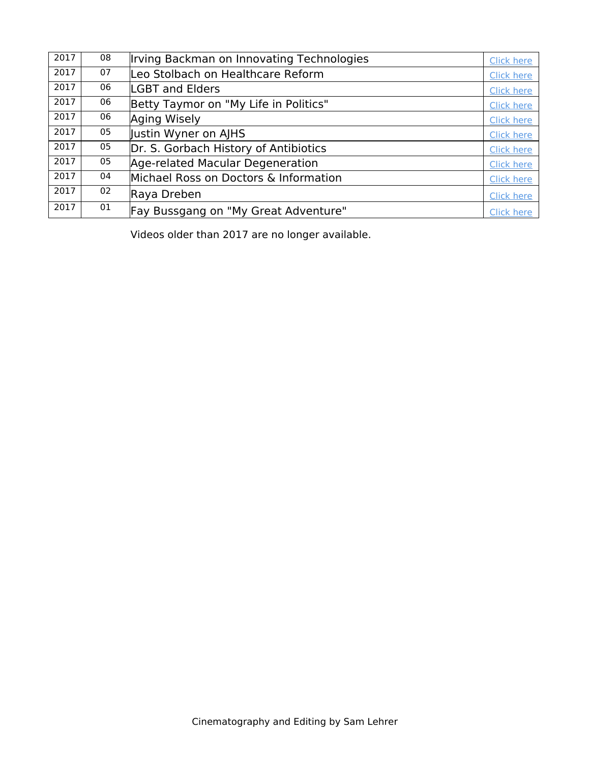| | | | |
|---|---|---|---|
| 2017 | 08 | Irving Backman on Innovating Technologies | Click here |
| 2017 | 07 | Leo Stolbach on Healthcare Reform | Click here |
| 2017 | 06 | LGBT and Elders | Click here |
| 2017 | 06 | Betty Taymor on "My Life in Politics" | Click here |
| 2017 | 06 | Aging Wisely | Click here |
| 2017 | 05 | Justin Wyner on AJHS | Click here |
| 2017 | 05 | Dr. S. Gorbach History of Antibiotics | Click here |
| 2017 | 05 | Age-related Macular Degeneration | Click here |
| 2017 | 04 | Michael Ross on Doctors & Information | Click here |
| 2017 | 02 | Raya Dreben | Click here |
| 2017 | 01 | Fay Bussgang on "My Great Adventure" | Click here |

Videos older than 2017 are no longer available.

Cinematography and Editing by Sam Lehrer